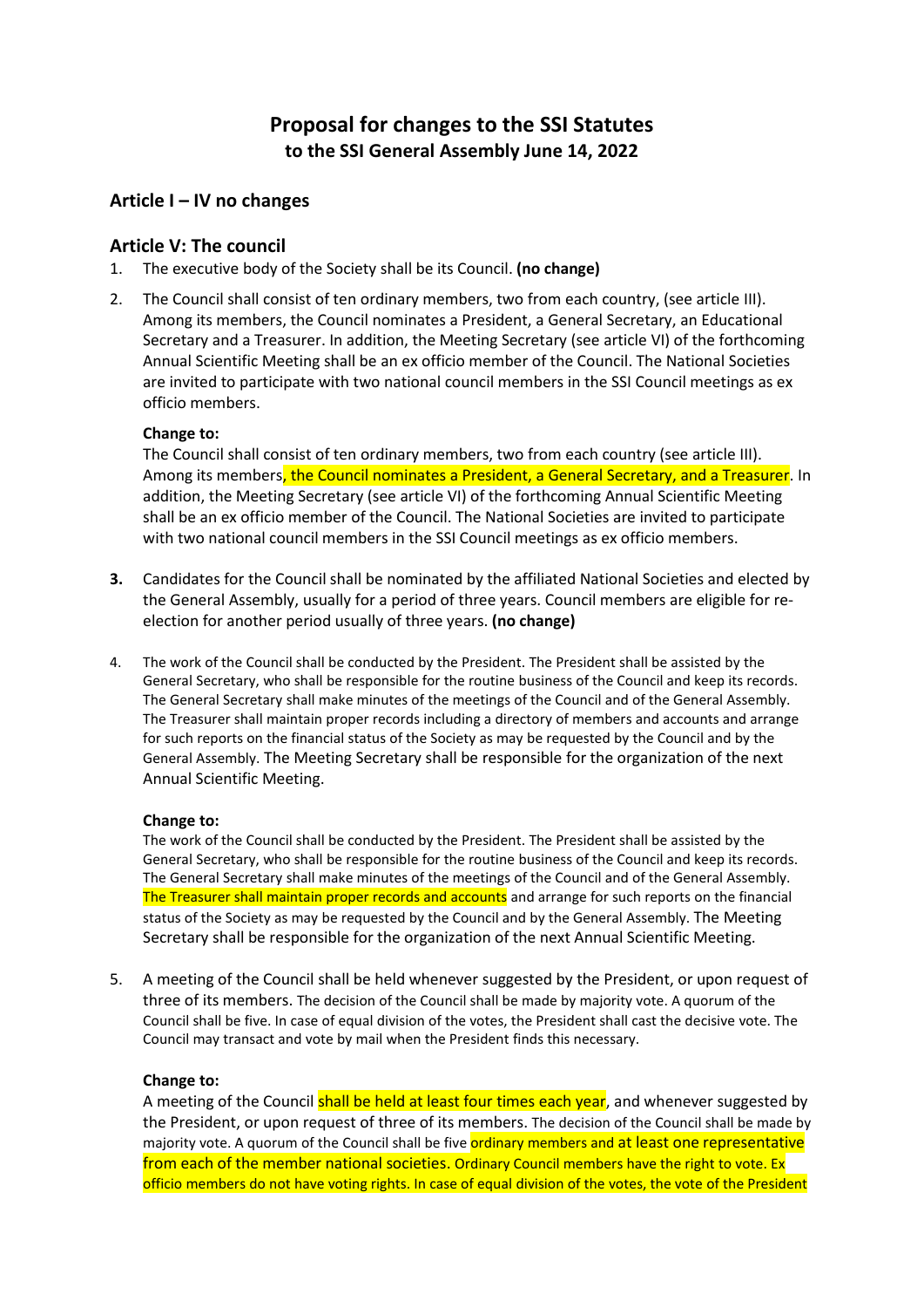# Proposal for changes to the SSI Statutes
**to the SSI General Assembly June 14, 2022**

## Article I – IV no changes

## Article V: The council

1. The executive body of the Society shall be its Council. **(no change)**

2. The Council shall consist of ten ordinary members, two from each country, (see article III). Among its members, the Council nominates a President, a General Secretary, an Educational Secretary and a Treasurer. In addition, the Meeting Secretary (see article VI) of the forthcoming Annual Scientific Meeting shall be an ex officio member of the Council. The National Societies are invited to participate with two national council members in the SSI Council meetings as ex officio members.

   **Change to:**

   The Council shall consist of ten ordinary members, two from each country (see article III). Among its members, the Council nominates a President, a General Secretary, and a Treasurer. In addition, the Meeting Secretary (see article VI) of the forthcoming Annual Scientific Meeting shall be an ex officio member of the Council. The National Societies are invited to participate with two national council members in the SSI Council meetings as ex officio members.

3. Candidates for the Council shall be nominated by the affiliated National Societies and elected by the General Assembly, usually for a period of three years. Council members are eligible for re-election for another period usually of three years. **(no change)**

4. The work of the Council shall be conducted by the President. The President shall be assisted by the General Secretary, who shall be responsible for the routine business of the Council and keep its records. The General Secretary shall make minutes of the meetings of the Council and of the General Assembly. The Treasurer shall maintain proper records including a directory of members and accounts and arrange for such reports on the financial status of the Society as may be requested by the Council and by the General Assembly. The Meeting Secretary shall be responsible for the organization of the next Annual Scientific Meeting.

   **Change to:**

   The work of the Council shall be conducted by the President. The President shall be assisted by the General Secretary, who shall be responsible for the routine business of the Council and keep its records. The General Secretary shall make minutes of the meetings of the Council and of the General Assembly. The Treasurer shall maintain proper records and accounts and arrange for such reports on the financial status of the Society as may be requested by the Council and by the General Assembly. The Meeting Secretary shall be responsible for the organization of the next Annual Scientific Meeting.

5. A meeting of the Council shall be held whenever suggested by the President, or upon request of three of its members. The decision of the Council shall be made by majority vote. A quorum of the Council shall be five. In case of equal division of the votes, the President shall cast the decisive vote. The Council may transact and vote by mail when the President finds this necessary.

   **Change to:**

   A meeting of the Council shall be held at least four times each year, and whenever suggested by the President, or upon request of three of its members. The decision of the Council shall be made by majority vote. A quorum of the Council shall be five ordinary members and at least one representative from each of the member national societies. Ordinary Council members have the right to vote. Ex officio members do not have voting rights. In case of equal division of the votes, the vote of the President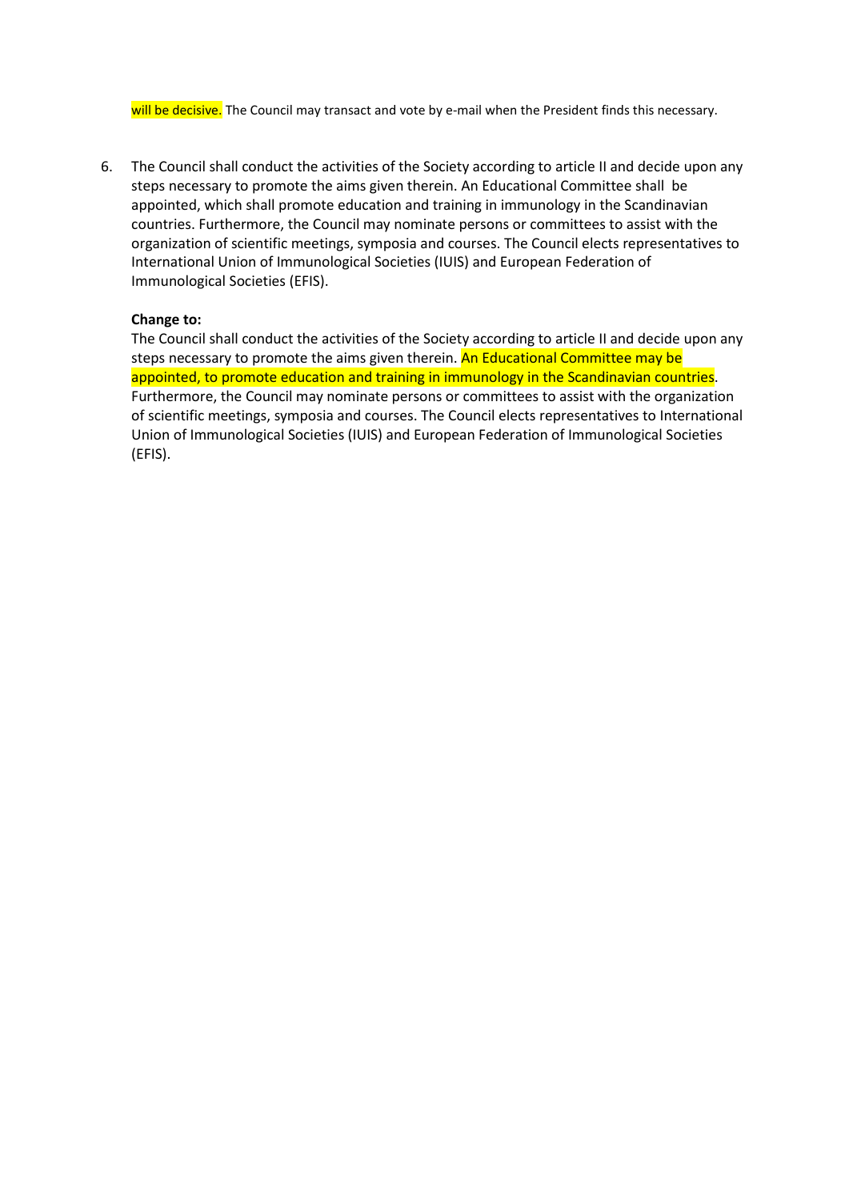will be decisive. The Council may transact and vote by e-mail when the President finds this necessary.

6. The Council shall conduct the activities of the Society according to article II and decide upon any steps necessary to promote the aims given therein. An Educational Committee shall be appointed, which shall promote education and training in immunology in the Scandinavian countries. Furthermore, the Council may nominate persons or committees to assist with the organization of scientific meetings, symposia and courses. The Council elects representatives to International Union of Immunological Societies (IUIS) and European Federation of Immunological Societies (EFIS).

   **Change to:**
   The Council shall conduct the activities of the Society according to article II and decide upon any steps necessary to promote the aims given therein. An Educational Committee may be appointed, to promote education and training in immunology in the Scandinavian countries. Furthermore, the Council may nominate persons or committees to assist with the organization of scientific meetings, symposia and courses. The Council elects representatives to International Union of Immunological Societies (IUIS) and European Federation of Immunological Societies (EFIS).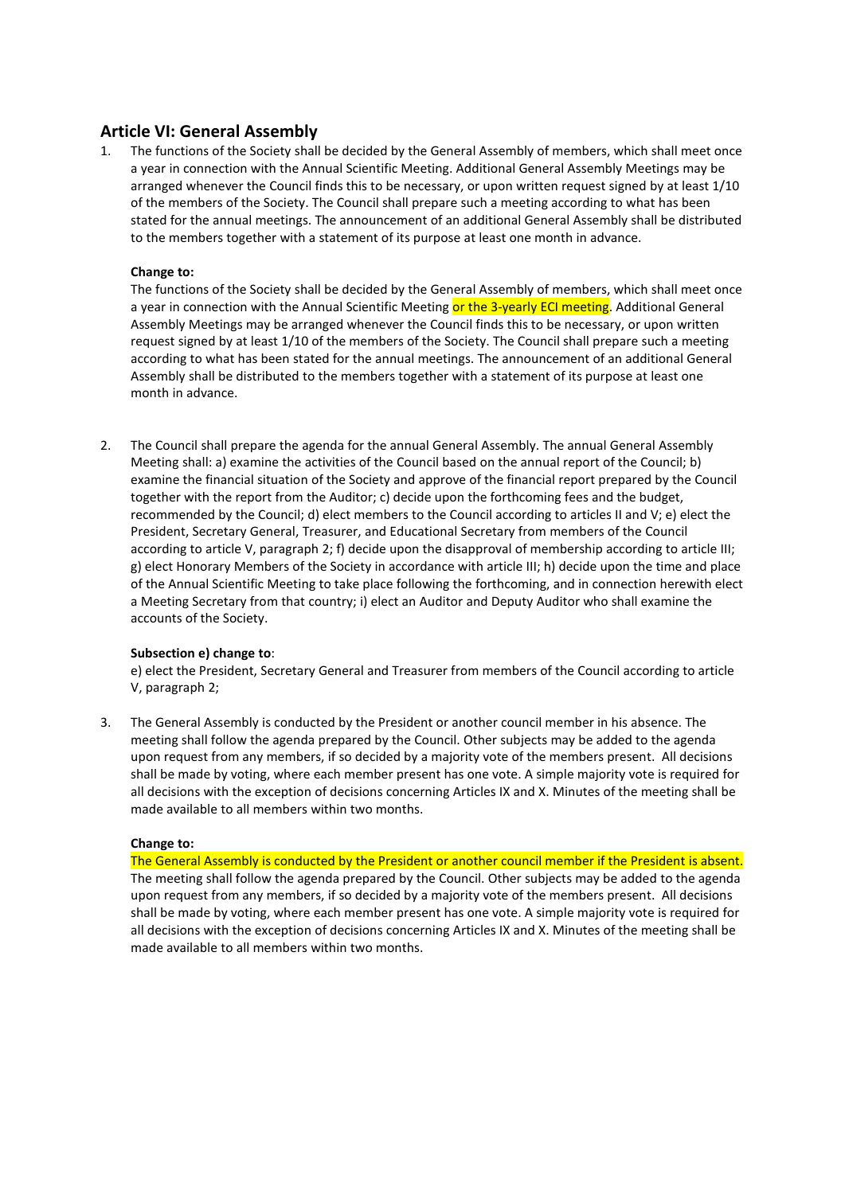## Article VI: General Assembly

1. The functions of the Society shall be decided by the General Assembly of members, which shall meet once a year in connection with the Annual Scientific Meeting. Additional General Assembly Meetings may be arranged whenever the Council finds this to be necessary, or upon written request signed by at least 1/10 of the members of the Society. The Council shall prepare such a meeting according to what has been stated for the annual meetings. The announcement of an additional General Assembly shall be distributed to the members together with a statement of its purpose at least one month in advance.

   **Change to:**

   The functions of the Society shall be decided by the General Assembly of members, which shall meet once a year in connection with the Annual Scientific Meeting or the 3-yearly ECI meeting. Additional General Assembly Meetings may be arranged whenever the Council finds this to be necessary, or upon written request signed by at least 1/10 of the members of the Society. The Council shall prepare such a meeting according to what has been stated for the annual meetings. The announcement of an additional General Assembly shall be distributed to the members together with a statement of its purpose at least one month in advance.

2. The Council shall prepare the agenda for the annual General Assembly. The annual General Assembly Meeting shall: a) examine the activities of the Council based on the annual report of the Council; b) examine the financial situation of the Society and approve of the financial report prepared by the Council together with the report from the Auditor; c) decide upon the forthcoming fees and the budget, recommended by the Council; d) elect members to the Council according to articles II and V; e) elect the President, Secretary General, Treasurer, and Educational Secretary from members of the Council according to article V, paragraph 2; f) decide upon the disapproval of membership according to article III; g) elect Honorary Members of the Society in accordance with article III; h) decide upon the time and place of the Annual Scientific Meeting to take place following the forthcoming, and in connection herewith elect a Meeting Secretary from that country; i) elect an Auditor and Deputy Auditor who shall examine the accounts of the Society.

   **Subsection e) change to**:

   e) elect the President, Secretary General and Treasurer from members of the Council according to article V, paragraph 2;

3. The General Assembly is conducted by the President or another council member in his absence. The meeting shall follow the agenda prepared by the Council. Other subjects may be added to the agenda upon request from any members, if so decided by a majority vote of the members present. All decisions shall be made by voting, where each member present has one vote. A simple majority vote is required for all decisions with the exception of decisions concerning Articles IX and X. Minutes of the meeting shall be made available to all members within two months.

   **Change to:**

   The General Assembly is conducted by the President or another council member if the President is absent. The meeting shall follow the agenda prepared by the Council. Other subjects may be added to the agenda upon request from any members, if so decided by a majority vote of the members present. All decisions shall be made by voting, where each member present has one vote. A simple majority vote is required for all decisions with the exception of decisions concerning Articles IX and X. Minutes of the meeting shall be made available to all members within two months.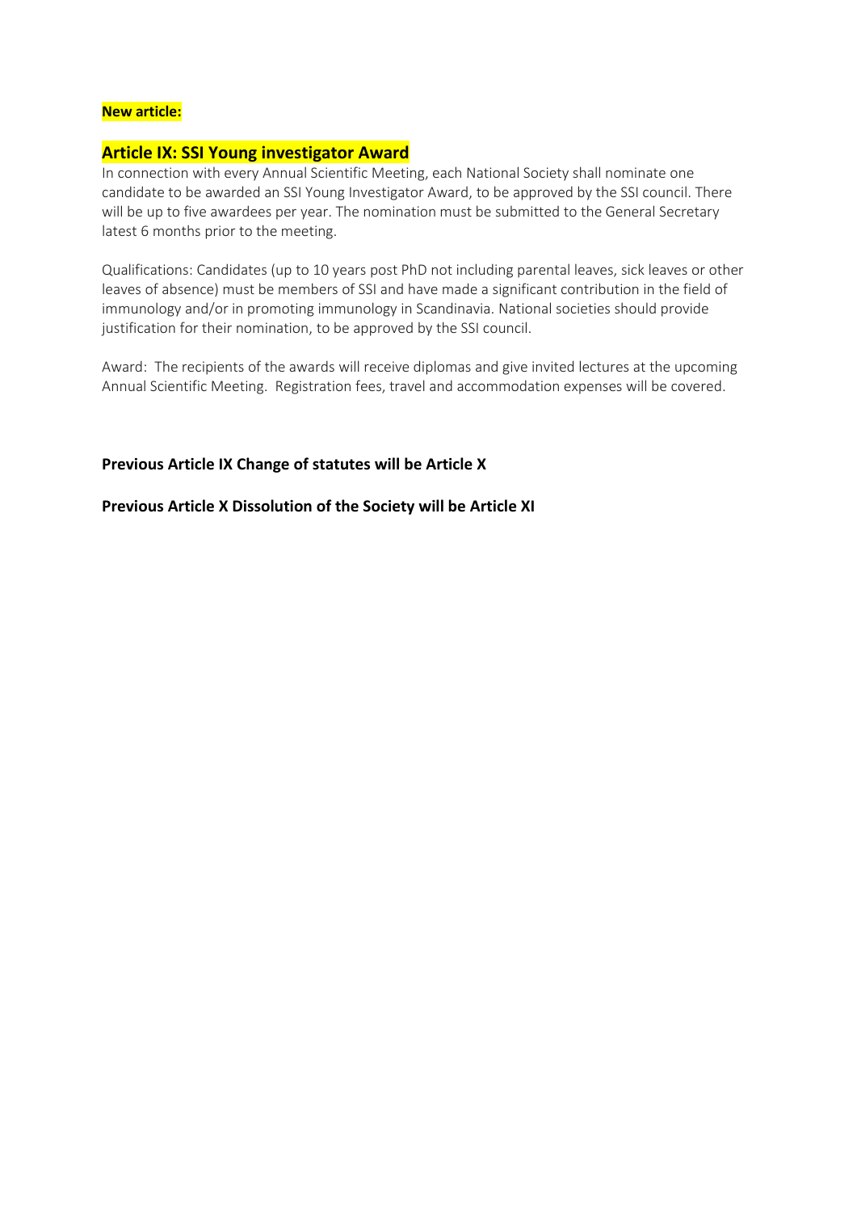**New article:**

## Article IX: SSI Young investigator Award

In connection with every Annual Scientific Meeting, each National Society shall nominate one candidate to be awarded an SSI Young Investigator Award, to be approved by the SSI council. There will be up to five awardees per year. The nomination must be submitted to the General Secretary latest 6 months prior to the meeting.

Qualifications: Candidates (up to 10 years post PhD not including parental leaves, sick leaves or other leaves of absence) must be members of SSI and have made a significant contribution in the field of immunology and/or in promoting immunology in Scandinavia. National societies should provide justification for their nomination, to be approved by the SSI council.

Award: The recipients of the awards will receive diplomas and give invited lectures at the upcoming Annual Scientific Meeting. Registration fees, travel and accommodation expenses will be covered.

**Previous Article IX Change of statutes will be Article X**

**Previous Article X Dissolution of the Society will be Article XI**